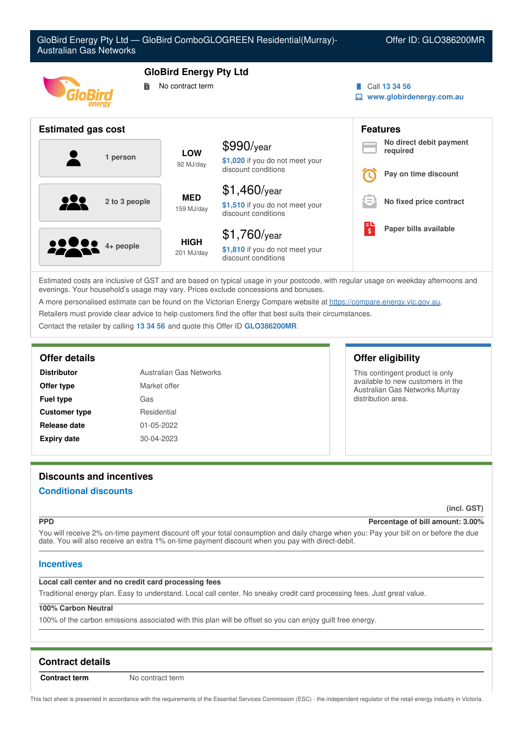# GloBird Energy Pty Ltd — GloBird ComboGLOGREEN Residential(Murray)-Australian Gas Networks

Offer ID: GLO386200MR

## GloBird Energy Pty Ltd

No contract term

Call **13 34 56**
**www.globirdenergy.com.au**

## Estimated gas cost

| Household | Usage | Cost |
|---|---|---|
| 1 person | **LOW** 92 MJ/day | $990/year — **$1,020** if you do not meet your discount conditions |
| 2 to 3 people | **MED** 159 MJ/day | $1,460/year — **$1,510** if you do not meet your discount conditions |
| 4+ people | **HIGH** 201 MJ/day | $1,760/year — **$1,810** if you do not meet your discount conditions |

## Features

- **No direct debit payment required**
- **Pay on time discount**
- **No fixed price contract**
- **Paper bills available**

Estimated costs are inclusive of GST and are based on typical usage in your postcode, with regular usage on weekday afternoons and evenings. Your household's usage may vary. Prices exclude concessions and bonuses.

A more personalised estimate can be found on the Victorian Energy Compare website at https://compare.energy.vic.gov.au.

Retailers must provide clear advice to help customers find the offer that best suits their circumstances.

Contact the retailer by calling **13 34 56** and quote this Offer ID **GLO386200MR**.

## Offer details

| | |
|---|---|
| **Distributor** | Australian Gas Networks |
| **Offer type** | Market offer |
| **Fuel type** | Gas |
| **Customer type** | Residential |
| **Release date** | 01-05-2022 |
| **Expiry date** | 30-04-2023 |

## Offer eligibility

This contingent product is only available to new customers in the Australian Gas Networks Murray distribution area.

## Discounts and incentives

### Conditional discounts

**(incl. GST)**

**PPD** — **Percentage of bill amount: 3.00%**

You will receive 2% on-time payment discount off your total consumption and daily charge when you: Pay your bill on or before the due date. You will also receive an extra 1% on-time payment discount when you pay with direct-debit.

### Incentives

**Local call center and no credit card processing fees**

Traditional energy plan. Easy to understand. Local call center. No sneaky credit card processing fees. Just great value.

**100% Carbon Neutral**

100% of the carbon emissions associated with this plan will be offset so you can enjoy guilt free energy.

## Contract details

| | |
|---|---|
| **Contract term** | No contract term |

This fact sheet is presented in accordance with the requirements of the Essential Services Commission (ESC) - the independent regulator of the retail energy industry in Victoria.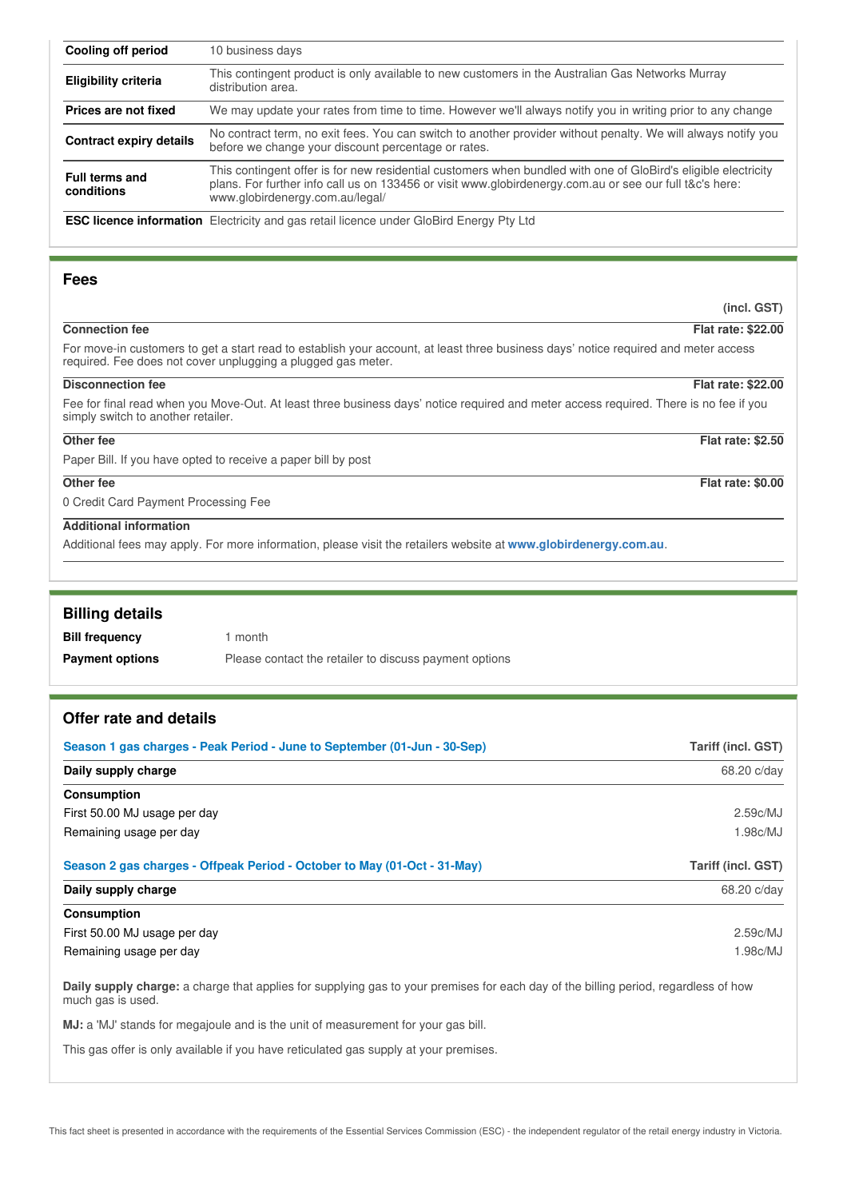| | |
|---|---|
| **Cooling off period** | 10 business days |
| **Eligibility criteria** | This contingent product is only available to new customers in the Australian Gas Networks Murray distribution area. |
| **Prices are not fixed** | We may update your rates from time to time. However we'll always notify you in writing prior to any change |
| **Contract expiry details** | No contract term, no exit fees. You can switch to another provider without penalty. We will always notify you before we change your discount percentage or rates. |
| **Full terms and conditions** | This contingent offer is for new residential customers when bundled with one of GloBird's eligible electricity plans. For further info call us on 133456 or visit www.globirdenergy.com.au or see our full t&c's here: www.globirdenergy.com.au/legal/ |
| **ESC licence information** | Electricity and gas retail licence under GloBird Energy Pty Ltd |

## Fees

| | (incl. GST) |
|---|---|
| **Connection fee** | **Flat rate: $22.00** |

For move-in customers to get a start read to establish your account, at least three business days' notice required and meter access required. Fee does not cover unplugging a plugged gas meter.

| | |
|---|---|
| **Disconnection fee** | **Flat rate: $22.00** |

Fee for final read when you Move-Out. At least three business days' notice required and meter access required. There is no fee if you simply switch to another retailer.

| | |
|---|---|
| **Other fee** | **Flat rate: $2.50** |

Paper Bill. If you have opted to receive a paper bill by post

| | |
|---|---|
| **Other fee** | **Flat rate: $0.00** |

0 Credit Card Payment Processing Fee

**Additional information**

Additional fees may apply. For more information, please visit the retailers website at **www.globirdenergy.com.au**.

## Billing details

| | |
|---|---|
| **Bill frequency** | 1 month |
| **Payment options** | Please contact the retailer to discuss payment options |

## Offer rate and details

| Season 1 gas charges - Peak Period - June to September (01-Jun - 30-Sep) | Tariff (incl. GST) |
|---|---|
| **Daily supply charge** | 68.20 c/day |
| **Consumption** | |
| First 50.00 MJ usage per day | 2.59c/MJ |
| Remaining usage per day | 1.98c/MJ |

| Season 2 gas charges - Offpeak Period - October to May (01-Oct - 31-May) | Tariff (incl. GST) |
|---|---|
| **Daily supply charge** | 68.20 c/day |
| **Consumption** | |
| First 50.00 MJ usage per day | 2.59c/MJ |
| Remaining usage per day | 1.98c/MJ |

**Daily supply charge:** a charge that applies for supplying gas to your premises for each day of the billing period, regardless of how much gas is used.

**MJ:** a 'MJ' stands for megajoule and is the unit of measurement for your gas bill.

This gas offer is only available if you have reticulated gas supply at your premises.

This fact sheet is presented in accordance with the requirements of the Essential Services Commission (ESC) - the independent regulator of the retail energy industry in Victoria.